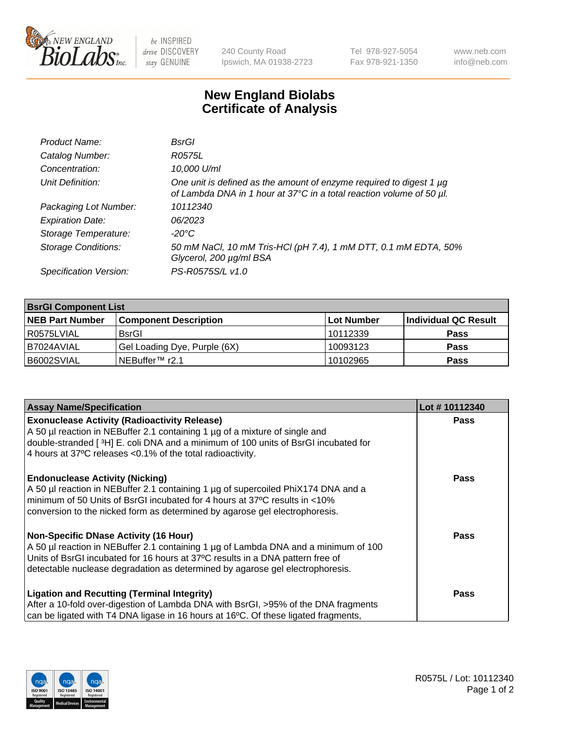240 County Road
Ipswich, MA 01938-2723

Tel 978-927-5054
Fax 978-921-1350

www.neb.com
info@neb.com

# New England Biolabs
# Certificate of Analysis

| | |
|---|---|
| *Product Name:* | *BsrGI* |
| *Catalog Number:* | *R0575L* |
| *Concentration:* | *10,000 U/ml* |
| *Unit Definition:* | *One unit is defined as the amount of enzyme required to digest 1 µg of Lambda DNA in 1 hour at 37°C in a total reaction volume of 50 µl.* |
| *Packaging Lot Number:* | *10112340* |
| *Expiration Date:* | *06/2023* |
| *Storage Temperature:* | *-20°C* |
| *Storage Conditions:* | *50 mM NaCl, 10 mM Tris-HCl (pH 7.4), 1 mM DTT, 0.1 mM EDTA, 50% Glycerol, 200 µg/ml BSA* |
| *Specification Version:* | *PS-R0575S/L v1.0* |

| **BsrGI Component List** | | | |
|---|---|---|---|
| **NEB Part Number** | **Component Description** | **Lot Number** | **Individual QC Result** |
| R0575LVIAL | BsrGI | 10112339 | **Pass** |
| B7024AVIAL | Gel Loading Dye, Purple (6X) | 10093123 | **Pass** |
| B6002SVIAL | NEBuffer™ r2.1 | 10102965 | **Pass** |

| **Assay Name/Specification** | **Lot # 10112340** |
|---|---|
| **Exonuclease Activity (Radioactivity Release)** A 50 µl reaction in NEBuffer 2.1 containing 1 µg of a mixture of single and double-stranded [ $^3$H] E. coli DNA and a minimum of 100 units of BsrGI incubated for 4 hours at 37ºC releases <0.1% of the total radioactivity. | **Pass** |
| **Endonuclease Activity (Nicking)** A 50 µl reaction in NEBuffer 2.1 containing 1 µg of supercoiled PhiX174 DNA and a minimum of 50 Units of BsrGI incubated for 4 hours at 37ºC results in <10% conversion to the nicked form as determined by agarose gel electrophoresis. | **Pass** |
| **Non-Specific DNase Activity (16 Hour)** A 50 µl reaction in NEBuffer 2.1 containing 1 µg of Lambda DNA and a minimum of 100 Units of BsrGI incubated for 16 hours at 37ºC results in a DNA pattern free of detectable nuclease degradation as determined by agarose gel electrophoresis. | **Pass** |
| **Ligation and Recutting (Terminal Integrity)** After a 10-fold over-digestion of Lambda DNA with BsrGI, >95% of the DNA fragments can be ligated with T4 DNA ligase in 16 hours at 16ºC. Of these ligated fragments, | **Pass** |

R0575L / Lot: 10112340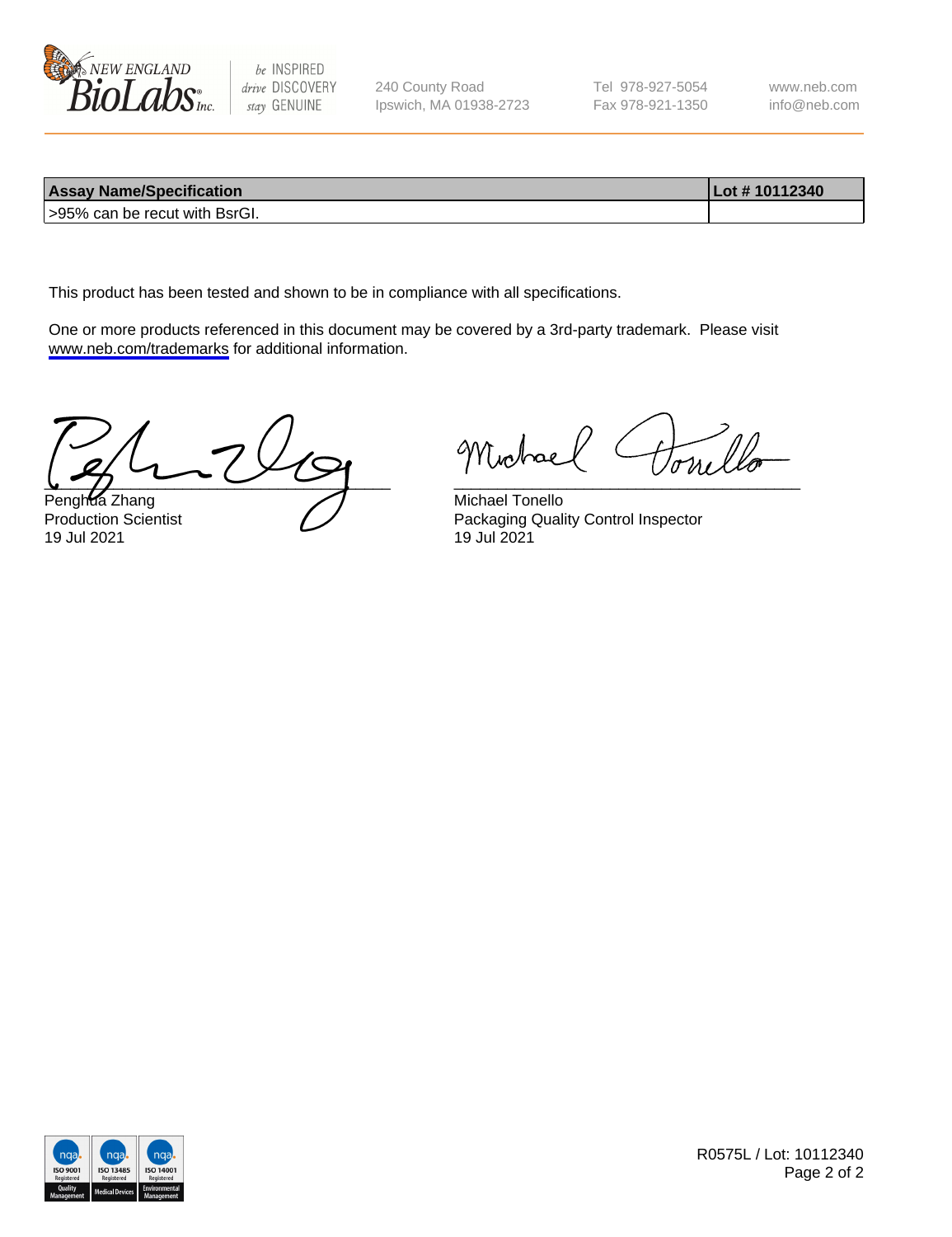| Assay Name/Specification | Lot # 10112340 |
|---|---|
| >95% can be recut with BsrGI. | |

This product has been tested and shown to be in compliance with all specifications.

One or more products referenced in this document may be covered by a 3rd-party trademark. Please visit www.neb.com/trademarks for additional information.

Penghua Zhang
Production Scientist
19 Jul 2021

Michael Tonello
Packaging Quality Control Inspector
19 Jul 2021

R0575L / Lot: 10112340